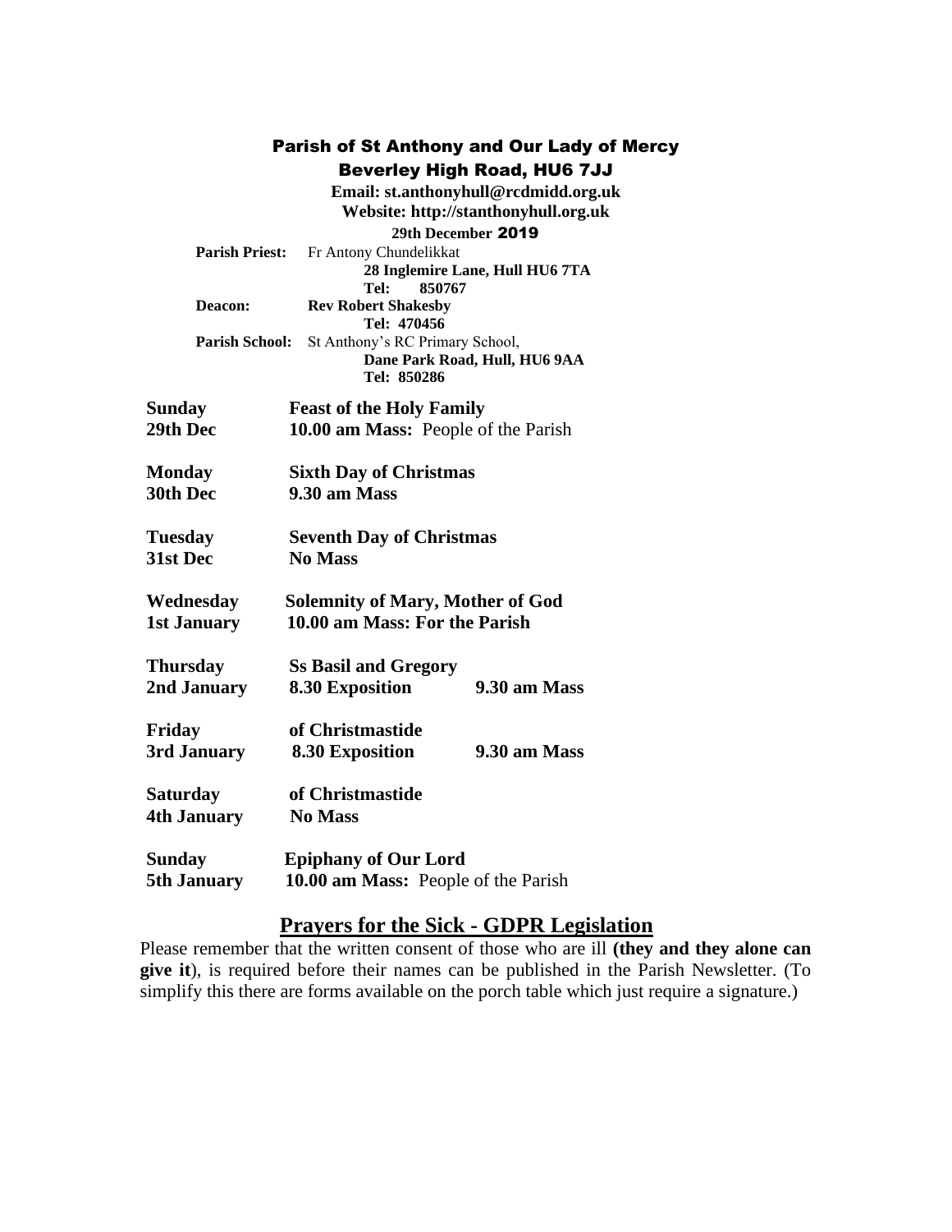# Parish of St Anthony and Our Lady of Mercy

## Beverley High Road, HU6 7JJ

**Email: st.anthonyhull@rcdmidd.org.uk**
**Website: http://stanthonyhull.org.uk**

**29th December 2019**

**Parish Priest:** Fr Antony Chundelikkat
**28 Inglemire Lane, Hull HU6 7TA**
**Tel: 850767**

**Deacon:** **Rev Robert Shakesby**
**Tel: 470456**

**Parish School:** St Anthony's RC Primary School,
**Dane Park Road, Hull, HU6 9AA**
**Tel: 850286**

| | | |
|---|---|---|
| **Sunday** | **Feast of the Holy Family** | |
| **29th Dec** | **10.00 am Mass:** People of the Parish | |
| **Monday** | **Sixth Day of Christmas** | |
| **30th Dec** | **9.30 am Mass** | |
| **Tuesday** | **Seventh Day of Christmas** | |
| **31st Dec** | **No Mass** | |
| **Wednesday** | **Solemnity of Mary, Mother of God** | |
| **1st January** | **10.00 am Mass: For the Parish** | |
| **Thursday** | **Ss Basil and Gregory** | |
| **2nd January** | **8.30 Exposition** | **9.30 am Mass** |
| **Friday** | **of Christmastide** | |
| **3rd January** | **8.30 Exposition** | **9.30 am Mass** |
| **Saturday** | **of Christmastide** | |
| **4th January** | **No Mass** | |
| **Sunday** | **Epiphany of Our Lord** | |
| **5th January** | **10.00 am Mass:** People of the Parish | |

## Prayers for the Sick - GDPR Legislation

Please remember that the written consent of those who are ill **(they and they alone can give it**), is required before their names can be published in the Parish Newsletter. (To simplify this there are forms available on the porch table which just require a signature.)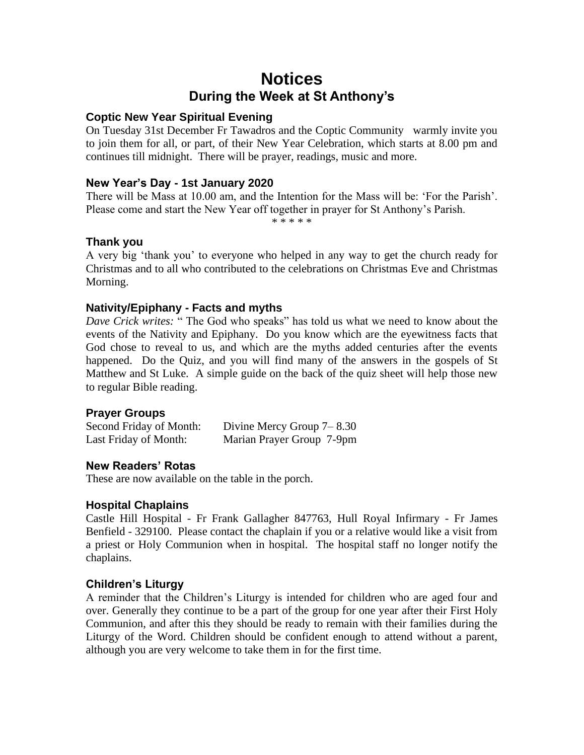# Notices

## During the Week at St Anthony's

### Coptic New Year Spiritual Evening

On Tuesday 31st December Fr Tawadros and the Coptic Community warmly invite you to join them for all, or part, of their New Year Celebration, which starts at 8.00 pm and continues till midnight. There will be prayer, readings, music and more.

### New Year's Day - 1st January 2020

There will be Mass at 10.00 am, and the Intention for the Mass will be: 'For the Parish'. Please come and start the New Year off together in prayer for St Anthony's Parish.

\* \* \* \* \*

### Thank you

A very big 'thank you' to everyone who helped in any way to get the church ready for Christmas and to all who contributed to the celebrations on Christmas Eve and Christmas Morning.

### Nativity/Epiphany - Facts and myths

*Dave Crick writes:* " The God who speaks" has told us what we need to know about the events of the Nativity and Epiphany. Do you know which are the eyewitness facts that God chose to reveal to us, and which are the myths added centuries after the events happened. Do the Quiz, and you will find many of the answers in the gospels of St Matthew and St Luke. A simple guide on the back of the quiz sheet will help those new to regular Bible reading.

### Prayer Groups

| | |
|---|---|
| Second Friday of Month: | Divine Mercy Group 7– 8.30 |
| Last Friday of Month: | Marian Prayer Group 7-9pm |

### New Readers' Rotas

These are now available on the table in the porch.

### Hospital Chaplains

Castle Hill Hospital - Fr Frank Gallagher 847763, Hull Royal Infirmary - Fr James Benfield - 329100. Please contact the chaplain if you or a relative would like a visit from a priest or Holy Communion when in hospital. The hospital staff no longer notify the chaplains.

### Children's Liturgy

A reminder that the Children's Liturgy is intended for children who are aged four and over. Generally they continue to be a part of the group for one year after their First Holy Communion, and after this they should be ready to remain with their families during the Liturgy of the Word. Children should be confident enough to attend without a parent, although you are very welcome to take them in for the first time.